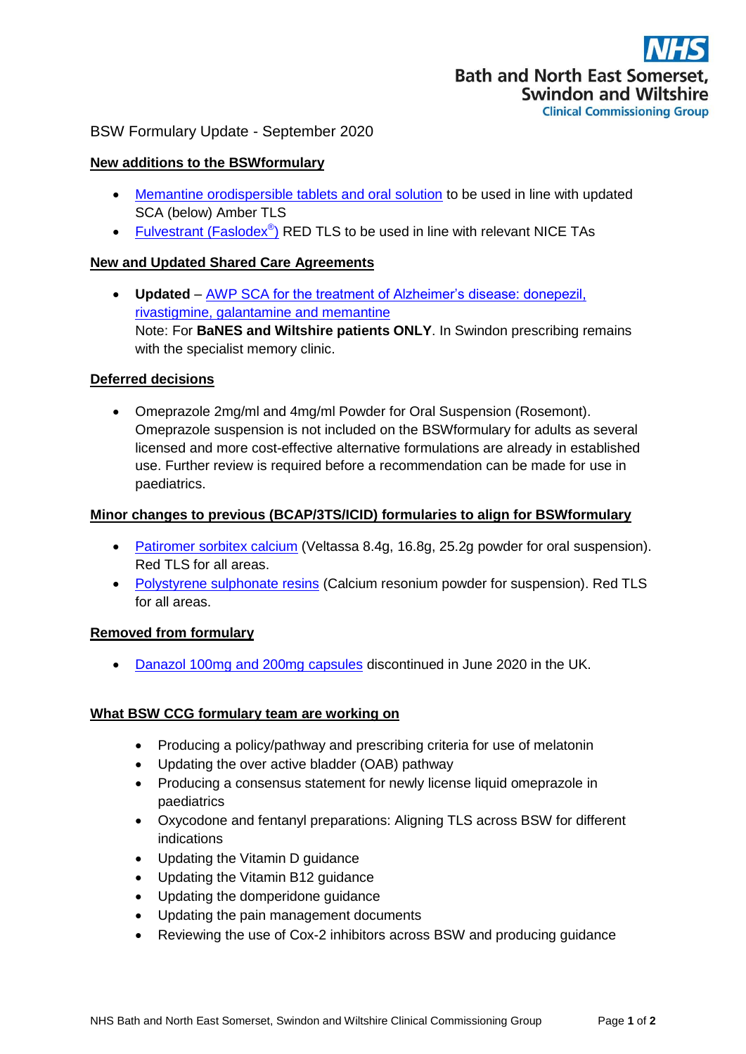Bath and North East Somerset, Swindon and Wiltshire Clinical Commissioning Group

BSW Formulary Update - September 2020

## New additions to the BSWformulary

- Memantine orodispersible tablets and oral solution to be used in line with updated SCA (below) Amber TLS
- Fulvestrant (Faslodex®) RED TLS to be used in line with relevant NICE TAs

## New and Updated Shared Care Agreements

- **Updated** – AWP SCA for the treatment of Alzheimer's disease: donepezil, rivastigmine, galantamine and memantine  
  Note: For **BaNES and Wiltshire patients ONLY**. In Swindon prescribing remains with the specialist memory clinic.

## Deferred decisions

- Omeprazole 2mg/ml and 4mg/ml Powder for Oral Suspension (Rosemont). Omeprazole suspension is not included on the BSWformulary for adults as several licensed and more cost-effective alternative formulations are already in established use. Further review is required before a recommendation can be made for use in paediatrics.

## Minor changes to previous (BCAP/3TS/ICID) formularies to align for BSWformulary

- Patiromer sorbitex calcium (Veltassa 8.4g, 16.8g, 25.2g powder for oral suspension). Red TLS for all areas.
- Polystyrene sulphonate resins (Calcium resonium powder for suspension). Red TLS for all areas.

## Removed from formulary

- Danazol 100mg and 200mg capsules discontinued in June 2020 in the UK.

## What BSW CCG formulary team are working on

- Producing a policy/pathway and prescribing criteria for use of melatonin
- Updating the over active bladder (OAB) pathway
- Producing a consensus statement for newly license liquid omeprazole in paediatrics
- Oxycodone and fentanyl preparations: Aligning TLS across BSW for different indications
- Updating the Vitamin D guidance
- Updating the Vitamin B12 guidance
- Updating the domperidone guidance
- Updating the pain management documents
- Reviewing the use of Cox-2 inhibitors across BSW and producing guidance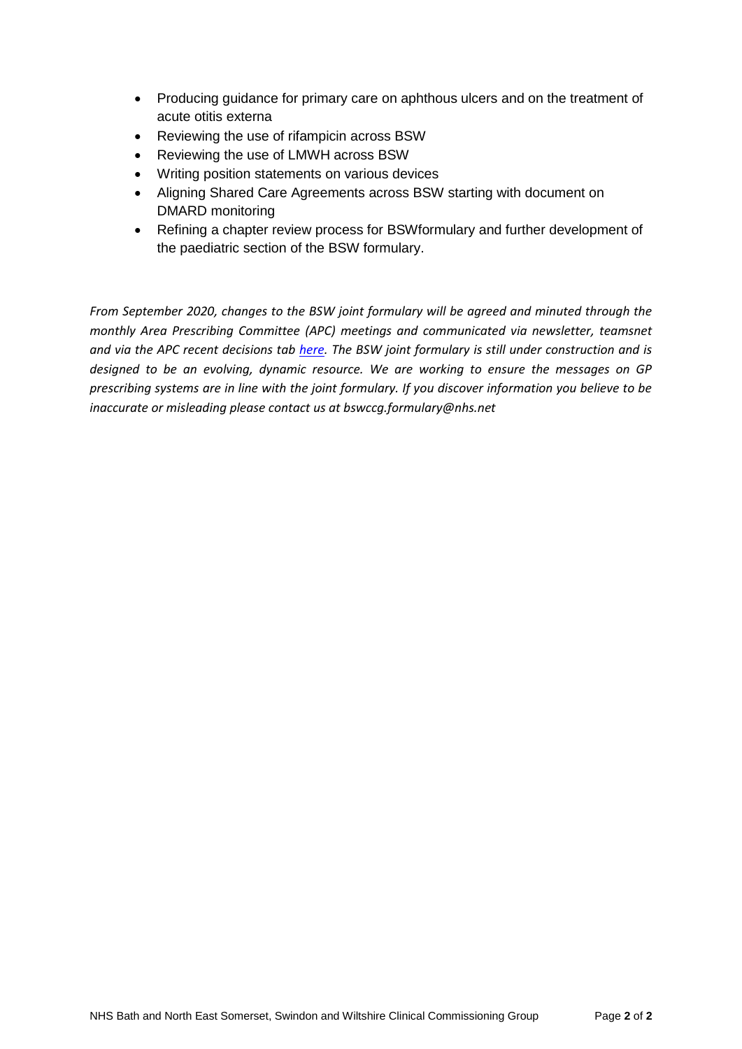- Producing guidance for primary care on aphthous ulcers and on the treatment of acute otitis externa
- Reviewing the use of rifampicin across BSW
- Reviewing the use of LMWH across BSW
- Writing position statements on various devices
- Aligning Shared Care Agreements across BSW starting with document on DMARD monitoring
- Refining a chapter review process for BSWformulary and further development of the paediatric section of the BSW formulary.

*From September 2020, changes to the BSW joint formulary will be agreed and minuted through the monthly Area Prescribing Committee (APC) meetings and communicated via newsletter, teamsnet and via the APC recent decisions tab here. The BSW joint formulary is still under construction and is designed to be an evolving, dynamic resource. We are working to ensure the messages on GP prescribing systems are in line with the joint formulary. If you discover information you believe to be inaccurate or misleading please contact us at bswccg.formulary@nhs.net*